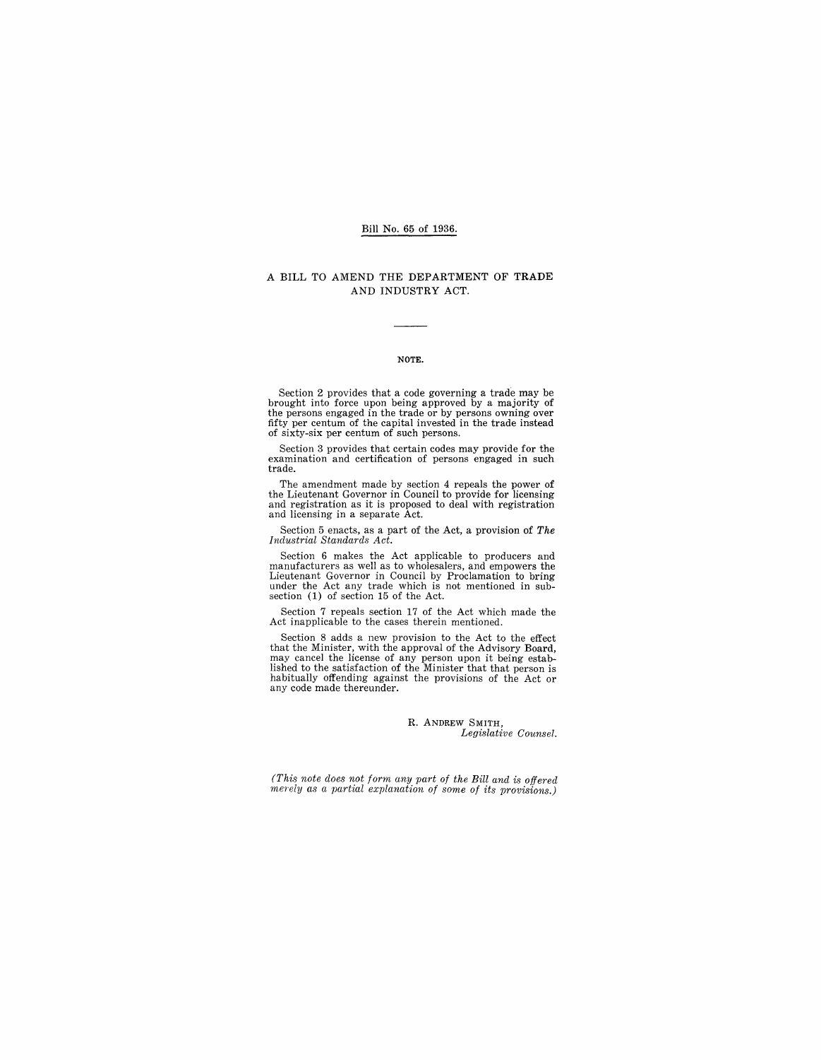Bill No. 65 of 1936.

# A BILL TO AMEND THE DEPARTMENT OF TRADE AND INDUSTRY ACT.

## NOTE.

Section 2 provides that a code governing a trade may be brought into force upon being approved by a majority of the persons engaged in the trade or by persons owning over fifty per centum of the capital invested in the trade instead of sixty-six per centum of such persons.

Section 3 provides that certain codes may provide for the examination and certification of persons engaged in such trade.

The amendment made by section 4 repeals the power of the Lieutenant Governor in Council to provide for licensing and registration as it is proposed to deal with registration and licensing in a separate Act.

Section 5 enacts, as a part of the Act, a provision of *The Industrial Standards Act.*

Section 6 makes the Act applicable to producers and manufacturers as well as to wholesalers, and empowers the Lieutenant Governor in Council by Proclamation to bring under the Act any trade which is not mentioned in subsection (1) of section 15 of the Act.

Section 7 repeals section 17 of the Act which made the Act inapplicable to the cases therein mentioned.

Section 8 adds a new provision to the Act to the effect that the Minister, with the approval of the Advisory Board, may cancel the license of any person upon it being established to the satisfaction of the Minister that that person is habitually offending against the provisions of the Act or any code made thereunder.

R. ANDREW SMITH,
*Legislative Counsel.*

*(This note does not form any part of the Bill and is offered merely as a partial explanation of some of its provisions.)*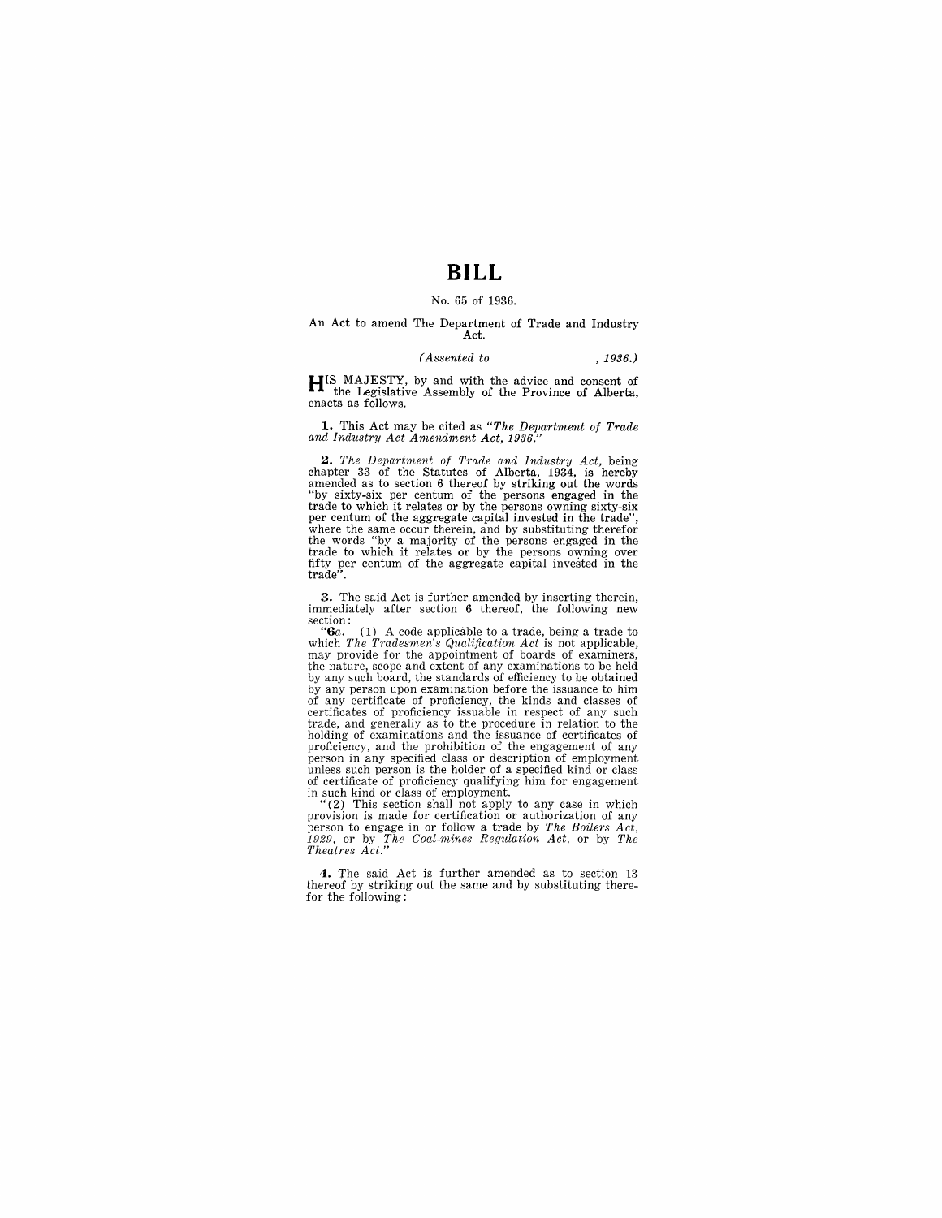# BILL

No. 65 of 1936.

An Act to amend The Department of Trade and Industry Act.

*(Assented to , 1936.)*

HIS MAJESTY, by and with the advice and consent of the Legislative Assembly of the Province of Alberta, enacts as follows.

**1.** This Act may be cited as *"The Department of Trade and Industry Act Amendment Act, 1936."*

**2.** *The Department of Trade and Industry Act,* being chapter 33 of the Statutes of Alberta, 1934, is hereby amended as to section 6 thereof by striking out the words "by sixty-six per centum of the persons engaged in the trade to which it relates or by the persons owning sixty-six per centum of the aggregate capital invested in the trade", where the same occur therein, and by substituting therefor the words "by a majority of the persons engaged in the trade to which it relates or by the persons owning over fifty per centum of the aggregate capital invested in the trade".

**3.** The said Act is further amended by inserting therein, immediately after section 6 thereof, the following new section:

"**6a.**—(1) A code applicable to a trade, being a trade to which *The Tradesmen's Qualification Act* is not applicable, may provide for the appointment of boards of examiners, the nature, scope and extent of any examinations to be held by any such board, the standards of efficiency to be obtained by any person upon examination before the issuance to him of any certificate of proficiency, the kinds and classes of certificates of proficiency issuable in respect of any such trade, and generally as to the procedure in relation to the holding of examinations and the issuance of certificates of proficiency, and the prohibition of the engagement of any person in any specified class or description of employment unless such person is the holder of a specified kind or class of certificate of proficiency qualifying him for engagement in such kind or class of employment.

"(2) This section shall not apply to any case in which provision is made for certification or authorization of any person to engage in or follow a trade by *The Boilers Act, 1929,* or by *The Coal-mines Regulation Act,* or by *The Theatres Act.*"

**4.** The said Act is further amended as to section 13 thereof by striking out the same and by substituting therefor the following: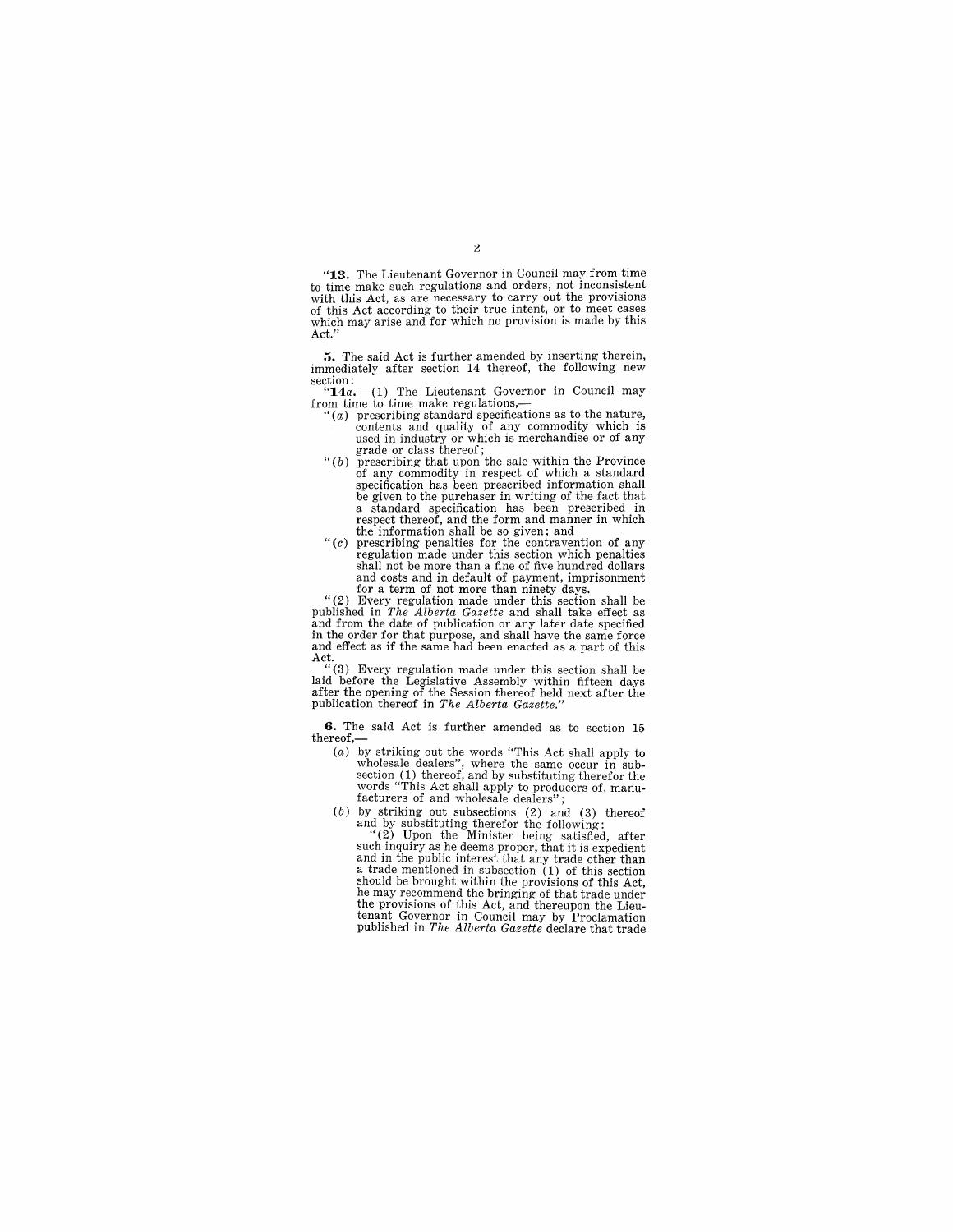"**13.** The Lieutenant Governor in Council may from time to time make such regulations and orders, not inconsistent with this Act, as are necessary to carry out the provisions of this Act according to their true intent, or to meet cases which may arise and for which no provision is made by this Act."

**5.** The said Act is further amended by inserting therein, immediately after section 14 thereof, the following new section:

"**14*a*.**—(1) The Lieutenant Governor in Council may from time to time make regulations,—

"(*a*) prescribing standard specifications as to the nature, contents and quality of any commodity which is used in industry or which is merchandise or of any grade or class thereof;

"(*b*) prescribing that upon the sale within the Province of any commodity in respect of which a standard specification has been prescribed information shall be given to the purchaser in writing of the fact that a standard specification has been prescribed in respect thereof, and the form and manner in which the information shall be so given; and

"(*c*) prescribing penalties for the contravention of any regulation made under this section which penalties shall not be more than a fine of five hundred dollars and costs and in default of payment, imprisonment for a term of not more than ninety days.

"(2) Every regulation made under this section shall be published in *The Alberta Gazette* and shall take effect as and from the date of publication or any later date specified in the order for that purpose, and shall have the same force and effect as if the same had been enacted as a part of this Act.

"(3) Every regulation made under this section shall be laid before the Legislative Assembly within fifteen days after the opening of the Session thereof held next after the publication thereof in *The Alberta Gazette*."

**6.** The said Act is further amended as to section 15 thereof,—

(*a*) by striking out the words "This Act shall apply to wholesale dealers", where the same occur in subsection (1) thereof, and by substituting therefor the words "This Act shall apply to producers of, manufacturers of and wholesale dealers";

(*b*) by striking out subsections (2) and (3) thereof and by substituting therefor the following:

"(2) Upon the Minister being satisfied, after such inquiry as he deems proper, that it is expedient and in the public interest that any trade other than a trade mentioned in subsection (1) of this section should be brought within the provisions of this Act, he may recommend the bringing of that trade under the provisions of this Act, and thereupon the Lieutenant Governor in Council may by Proclamation published in *The Alberta Gazette* declare that trade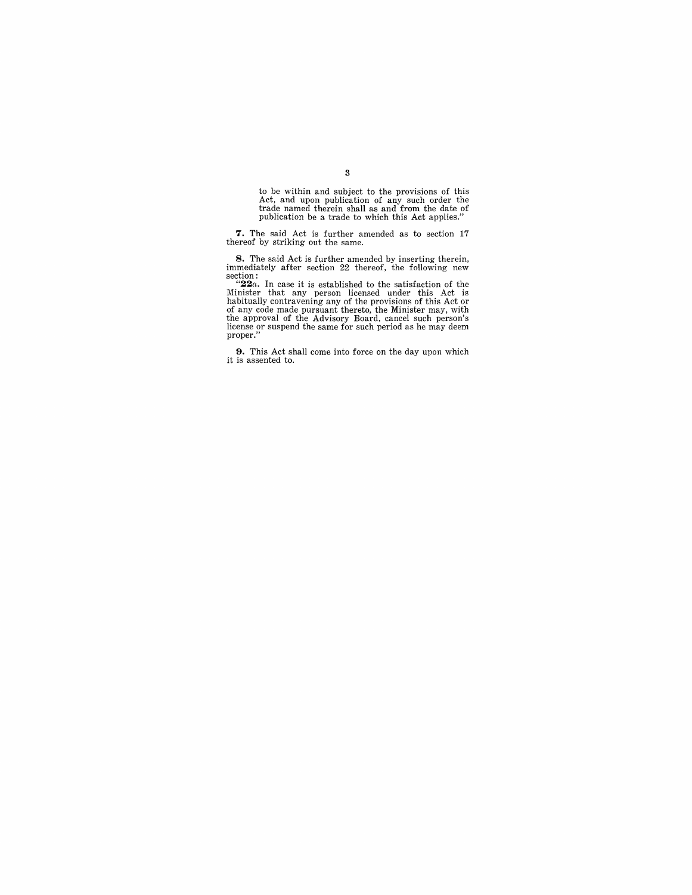to be within and subject to the provisions of this Act, and upon publication of any such order the trade named therein shall as and from the date of publication be a trade to which this Act applies."

**7.** The said Act is further amended as to section 17 thereof by striking out the same.

**8.** The said Act is further amended by inserting therein, immediately after section 22 thereof, the following new section:

"**22***a*. In case it is established to the satisfaction of the Minister that any person licensed under this Act is habitually contravening any of the provisions of this Act or of any code made pursuant thereto, the Minister may, with the approval of the Advisory Board, cancel such person's license or suspend the same for such period as he may deem proper."

**9.** This Act shall come into force on the day upon which it is assented to.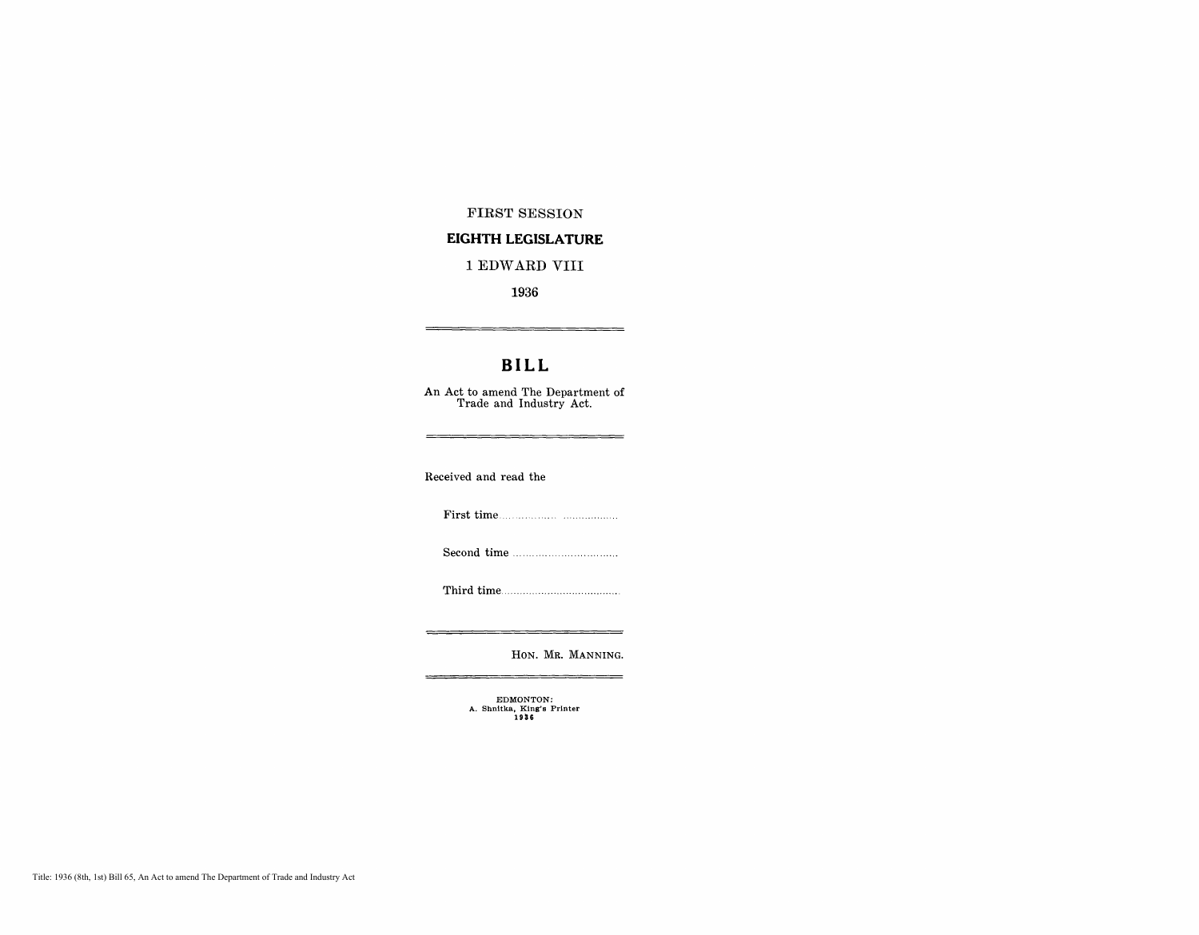FIRST SESSION

**EIGHTH LEGISLATURE**

1 EDWARD VIII

1936

# BILL

An Act to amend The Department of Trade and Industry Act.

Received and read the

First time..................................

Second time..................................

Third time..................................

HON. MR. MANNING.

EDMONTON:
A. Shnitka, King's Printer
1936

Title: 1936 (8th, 1st) Bill 65, An Act to amend The Department of Trade and Industry Act